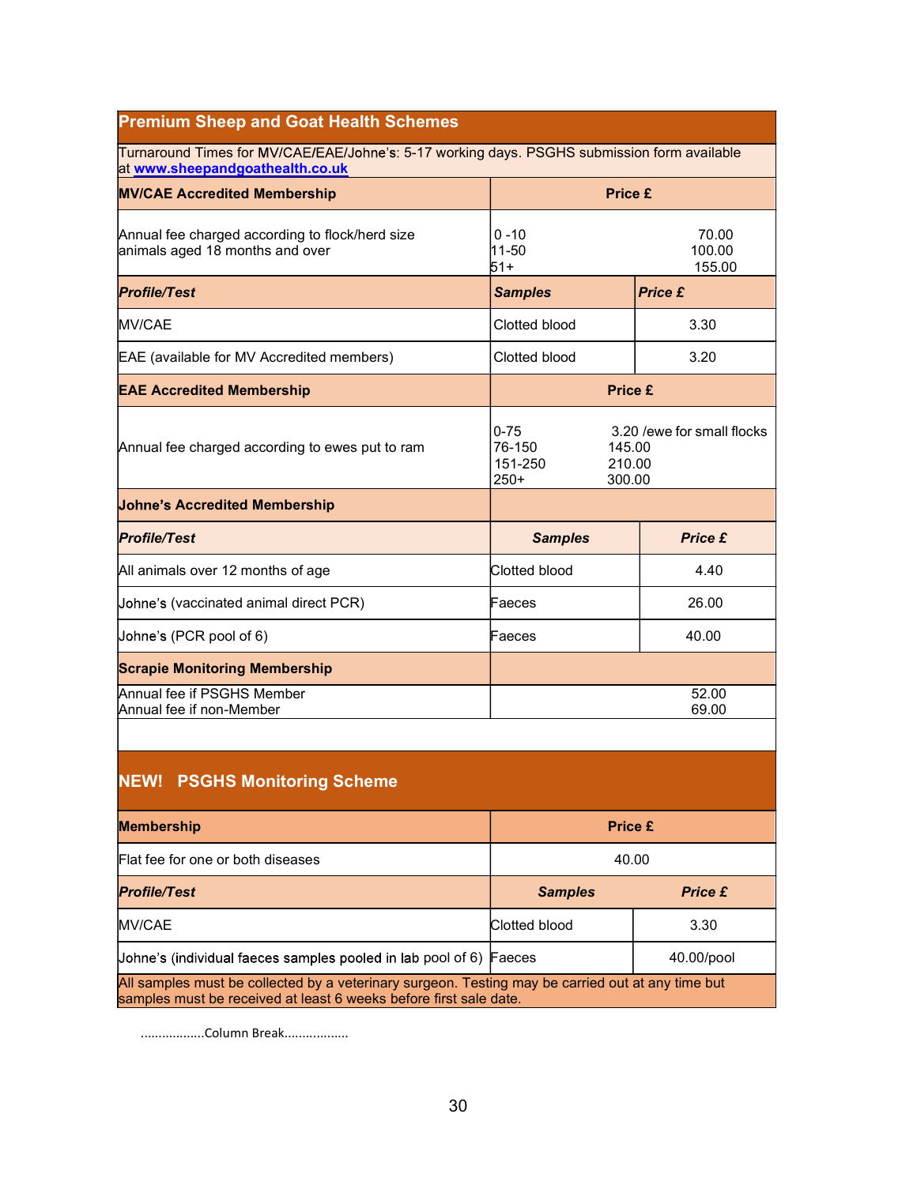## Premium Sheep and Goat Health Schemes

Turnaround Times for MV/CAE/EAE/Johne's: 5-17 working days. PSGHS submission form available at [www.sheepandgoathealth.co.uk](www.sheepandgoathealth.co.uk)

| MV/CAE Accredited Membership | Price £ | |
|---|---|---|
| Annual fee charged according to flock/herd size animals aged 18 months and over | 0 -10<br>11-50<br>51+ | 70.00<br>100.00<br>155.00 |
| ***Profile/Test*** | ***Samples*** | ***Price £*** |
| MV/CAE | Clotted blood | 3.30 |
| EAE (available for MV Accredited members) | Clotted blood | 3.20 |
| **EAE Accredited Membership** | **Price £** | |
| Annual fee charged according to ewes put to ram | 0-75<br>76-150<br>151-250<br>250+ | 3.20 /ewe for small flocks<br>145.00<br>210.00<br>300.00 |
| **Johne's Accredited Membership** | | |
| ***Profile/Test*** | ***Samples*** | ***Price £*** |
| All animals over 12 months of age | Clotted blood | 4.40 |
| Johne's (vaccinated animal direct PCR) | Faeces | 26.00 |
| Johne's (PCR pool of 6) | Faeces | 40.00 |
| **Scrapie Monitoring Membership** | | |
| Annual fee if PSGHS Member<br>Annual fee if non-Member | | 52.00<br>69.00 |

## NEW! PSGHS Monitoring Scheme

| Membership | Price £ | |
|---|---|---|
| Flat fee for one or both diseases | 40.00 | |
| ***Profile/Test*** | ***Samples*** | ***Price £*** |
| MV/CAE | Clotted blood | 3.30 |
| Johne's (individual faeces samples pooled in lab pool of 6) | Faeces | 40.00/pool |

All samples must be collected by a veterinary surgeon. Testing may be carried out at any time but samples must be received at least 6 weeks before first sale date.

..................Column Break..................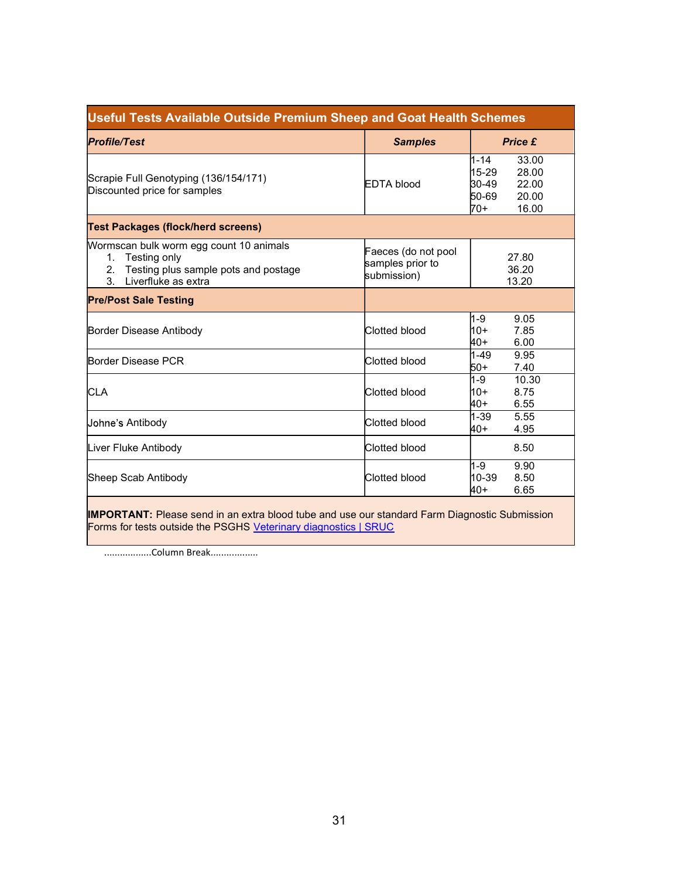| Useful Tests Available Outside Premium Sheep and Goat Health Schemes | | |
|---|---|---|
| ***Profile/Test*** | ***Samples*** | ***Price £*** |
| Scrapie Full Genotyping (136/154/171)<br>Discounted price for samples | EDTA blood | 1-14 33.00<br>15-29 28.00<br>30-49 22.00<br>50-69 20.00<br>70+ 16.00 |
| **Test Packages (flock/herd screens)** | | |
| Wormscan bulk worm egg count 10 animals<br>1. Testing only<br>2. Testing plus sample pots and postage<br>3. Liverfluke as extra | Faeces (do not pool samples prior to submission) | 27.80<br>36.20<br>13.20 |
| **Pre/Post Sale Testing** | | |
| Border Disease Antibody | Clotted blood | 1-9 9.05<br>10+ 7.85<br>40+ 6.00 |
| Border Disease PCR | Clotted blood | 1-49 9.95<br>50+ 7.40 |
| CLA | Clotted blood | 1-9 10.30<br>10+ 8.75<br>40+ 6.55 |
| Johne's Antibody | Clotted blood | 1-39 5.55<br>40+ 4.95 |
| Liver Fluke Antibody | Clotted blood | 8.50 |
| Sheep Scab Antibody | Clotted blood | 1-9 9.90<br>10-39 8.50<br>40+ 6.65 |

**IMPORTANT:** Please send in an extra blood tube and use our standard Farm Diagnostic Submission Forms for tests outside the PSGHS [Veterinary diagnostics | SRUC]

..................Column Break..................